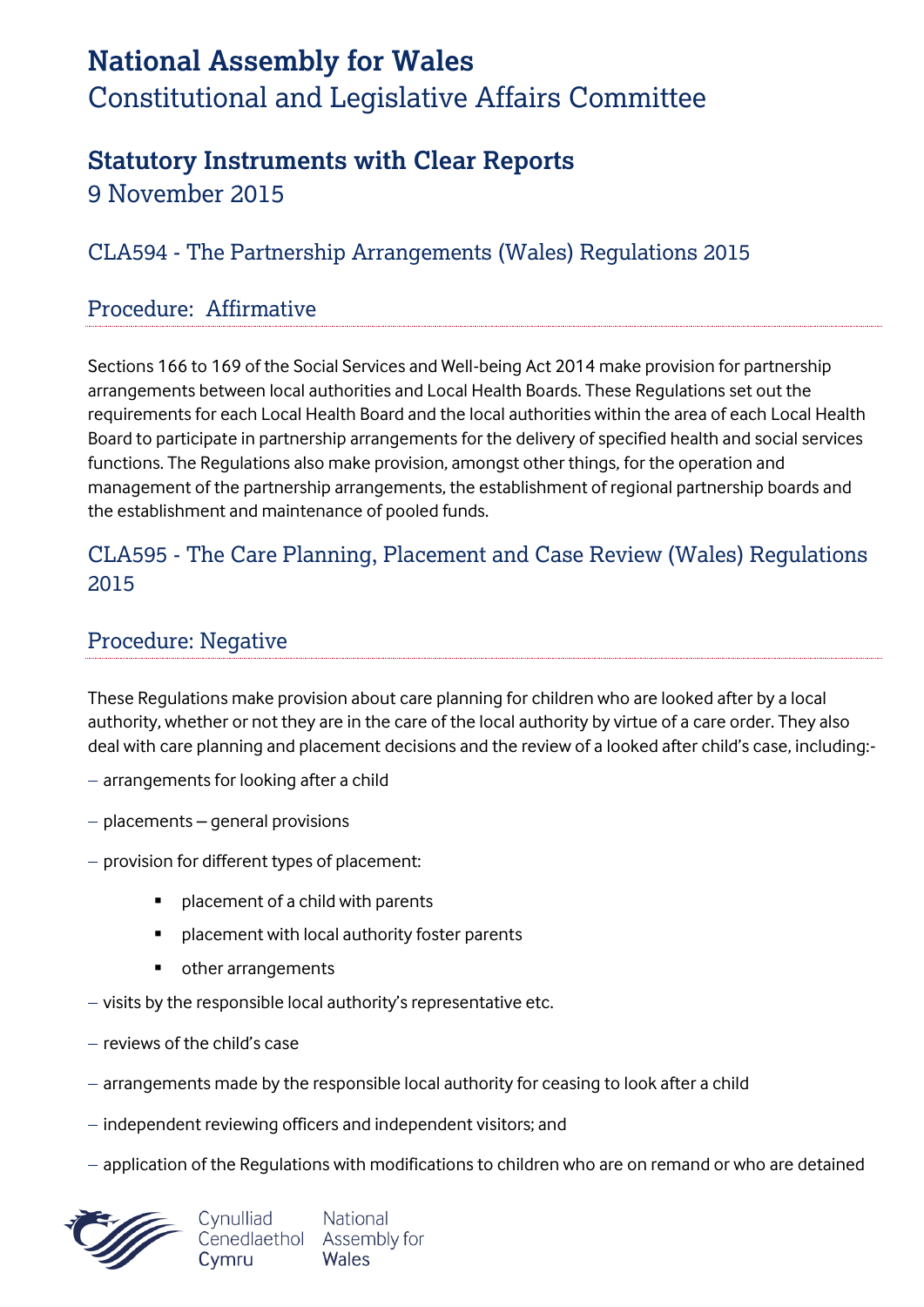# National Assembly for Wales

Constitutional and Legislative Affairs Committee

## Statutory Instruments with Clear Reports

9 November 2015

### CLA594 - The Partnership Arrangements (Wales) Regulations 2015

### Procedure: Affirmative

Sections 166 to 169 of the Social Services and Well-being Act 2014 make provision for partnership arrangements between local authorities and Local Health Boards. These Regulations set out the requirements for each Local Health Board and the local authorities within the area of each Local Health Board to participate in partnership arrangements for the delivery of specified health and social services functions. The Regulations also make provision, amongst other things, for the operation and management of the partnership arrangements, the establishment of regional partnership boards and the establishment and maintenance of pooled funds.

### CLA595 - The Care Planning, Placement and Case Review (Wales) Regulations 2015

### Procedure: Negative

These Regulations make provision about care planning for children who are looked after by a local authority, whether or not they are in the care of the local authority by virtue of a care order. They also deal with care planning and placement decisions and the review of a looked after child's case, including:-

- arrangements for looking after a child
- placements – general provisions
- provision for different types of placement:
  - placement of a child with parents
  - placement with local authority foster parents
  - other arrangements
- visits by the responsible local authority's representative etc.
- reviews of the child's case
- arrangements made by the responsible local authority for ceasing to look after a child
- independent reviewing officers and independent visitors; and
- application of the Regulations with modifications to children who are on remand or who are detained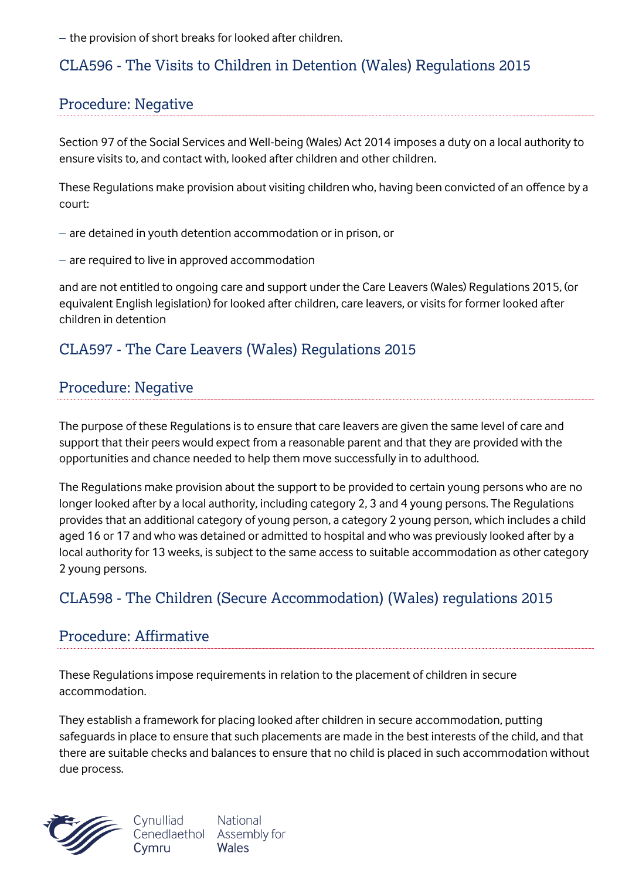– the provision of short breaks for looked after children.

## CLA596 - The Visits to Children in Detention (Wales) Regulations 2015

## Procedure: Negative

Section 97 of the Social Services and Well-being (Wales) Act 2014 imposes a duty on a local authority to ensure visits to, and contact with, looked after children and other children.

These Regulations make provision about visiting children who, having been convicted of an offence by a court:

– are detained in youth detention accommodation or in prison, or

– are required to live in approved accommodation

and are not entitled to ongoing care and support under the Care Leavers (Wales) Regulations 2015, (or equivalent English legislation) for looked after children, care leavers, or visits for former looked after children in detention

## CLA597 - The Care Leavers (Wales) Regulations 2015

## Procedure: Negative

The purpose of these Regulations is to ensure that care leavers are given the same level of care and support that their peers would expect from a reasonable parent and that they are provided with the opportunities and chance needed to help them move successfully in to adulthood.

The Regulations make provision about the support to be provided to certain young persons who are no longer looked after by a local authority, including category 2, 3 and 4 young persons. The Regulations provides that an additional category of young person, a category 2 young person, which includes a child aged 16 or 17 and who was detained or admitted to hospital and who was previously looked after by a local authority for 13 weeks, is subject to the same access to suitable accommodation as other category 2 young persons.

## CLA598 - The Children (Secure Accommodation) (Wales) regulations 2015

## Procedure: Affirmative

These Regulations impose requirements in relation to the placement of children in secure accommodation.

They establish a framework for placing looked after children in secure accommodation, putting safeguards in place to ensure that such placements are made in the best interests of the child, and that there are suitable checks and balances to ensure that no child is placed in such accommodation without due process.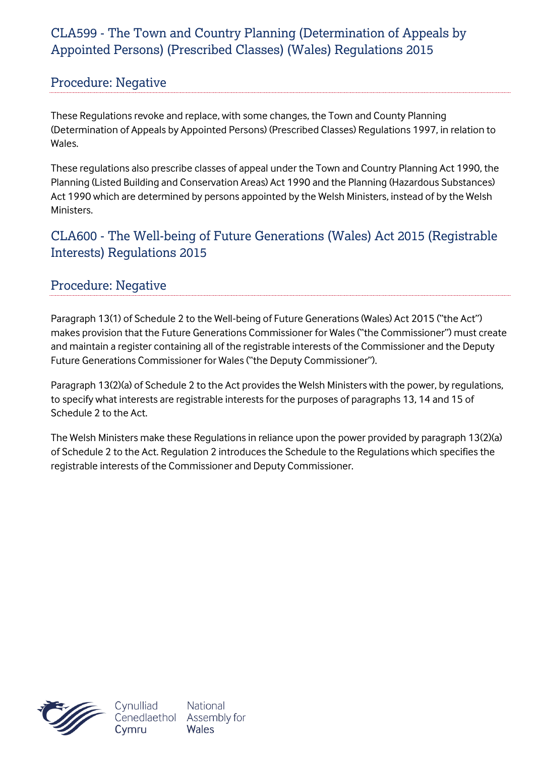## CLA599 - The Town and Country Planning (Determination of Appeals by Appointed Persons) (Prescribed Classes) (Wales) Regulations 2015

### Procedure: Negative

These Regulations revoke and replace, with some changes, the Town and County Planning (Determination of Appeals by Appointed Persons) (Prescribed Classes) Regulations 1997, in relation to Wales.

These regulations also prescribe classes of appeal under the Town and Country Planning Act 1990, the Planning (Listed Building and Conservation Areas) Act 1990 and the Planning (Hazardous Substances) Act 1990 which are determined by persons appointed by the Welsh Ministers, instead of by the Welsh Ministers.

## CLA600 - The Well-being of Future Generations (Wales) Act 2015 (Registrable Interests) Regulations 2015

### Procedure: Negative

Paragraph 13(1) of Schedule 2 to the Well-being of Future Generations (Wales) Act 2015 ("the Act") makes provision that the Future Generations Commissioner for Wales ("the Commissioner") must create and maintain a register containing all of the registrable interests of the Commissioner and the Deputy Future Generations Commissioner for Wales ("the Deputy Commissioner").

Paragraph 13(2)(a) of Schedule 2 to the Act provides the Welsh Ministers with the power, by regulations, to specify what interests are registrable interests for the purposes of paragraphs 13, 14 and 15 of Schedule 2 to the Act.

The Welsh Ministers make these Regulations in reliance upon the power provided by paragraph 13(2)(a) of Schedule 2 to the Act. Regulation 2 introduces the Schedule to the Regulations which specifies the registrable interests of the Commissioner and Deputy Commissioner.